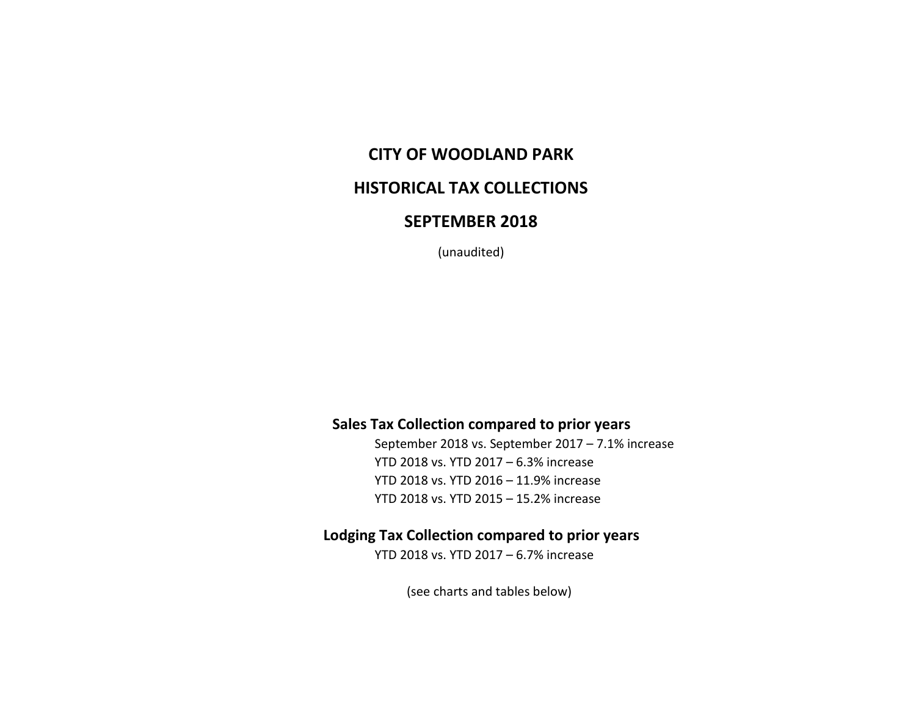# CITY OF WOODLAND PARK

# HISTORICAL TAX COLLECTIONS

# SEPTEMBER 2018

(unaudited)

**Sales Tax Collection compared to prior years**

September 2018 vs. September 2017 – 7.1% increase
YTD 2018 vs. YTD 2017 – 6.3% increase
YTD 2018 vs. YTD 2016 – 11.9% increase
YTD 2018 vs. YTD 2015 – 15.2% increase

**Lodging Tax Collection compared to prior years**

YTD 2018 vs. YTD 2017 – 6.7% increase

(see charts and tables below)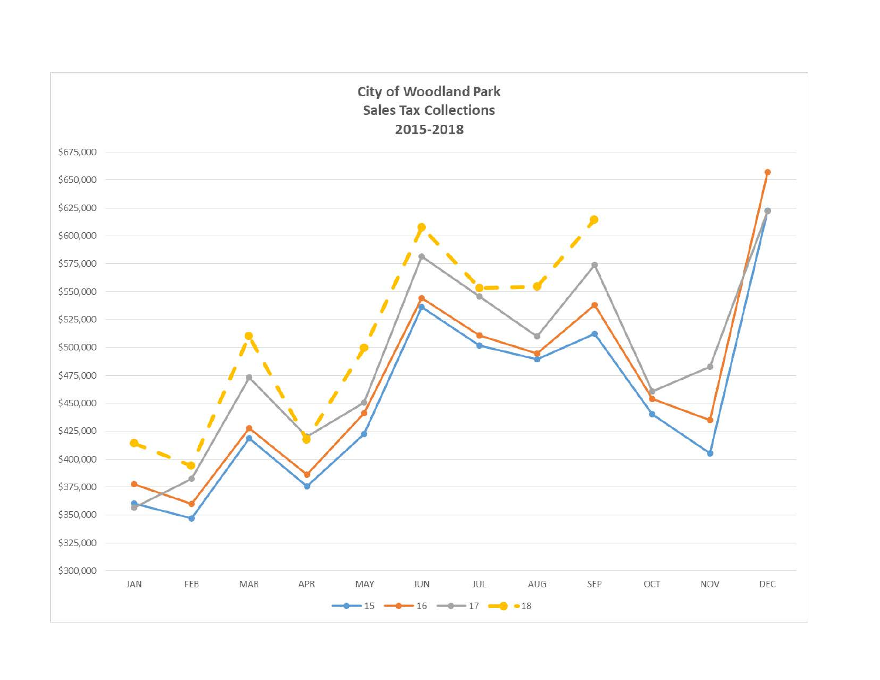## City of Woodland Park
## Sales Tax Collections
## 2015-2018

$675,000
$650,000
$625,000
$600,000
$575,000
$550,000
$525,000
$500,000
$475,000
$450,000
$425,000
$400,000
$375,000
$350,000
$325,000
$300,000

JAN FEB MAR APR MAY JUN JUL AUG SEP OCT NOV DEC

15 16 17 18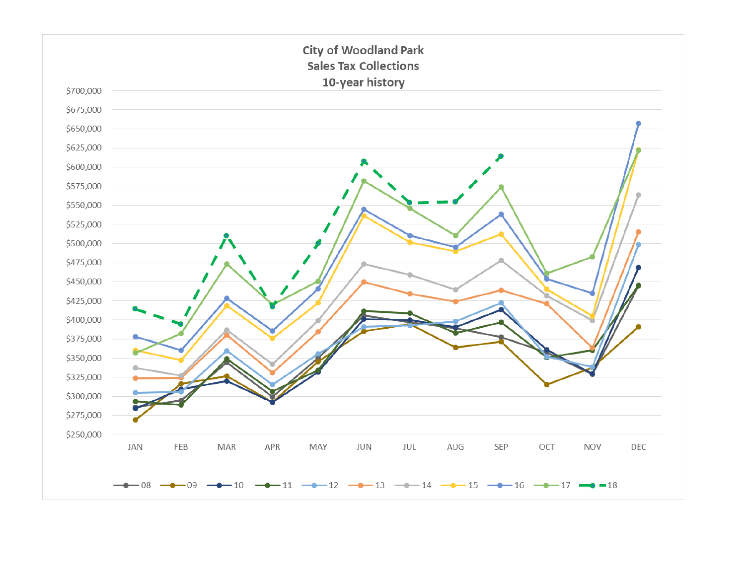**City of Woodland Park**
**Sales Tax Collections**
**10-year history**

$700,000
$675,000
$650,000
$625,000
$600,000
$575,000
$550,000
$525,000
$500,000
$475,000
$450,000
$425,000
$400,000
$375,000
$350,000
$325,000
$300,000
$275,000
$250,000

JAN FEB MAR APR MAY JUN JUL AUG SEP OCT NOV DEC

08 09 10 11 12 13 14 15 16 17 18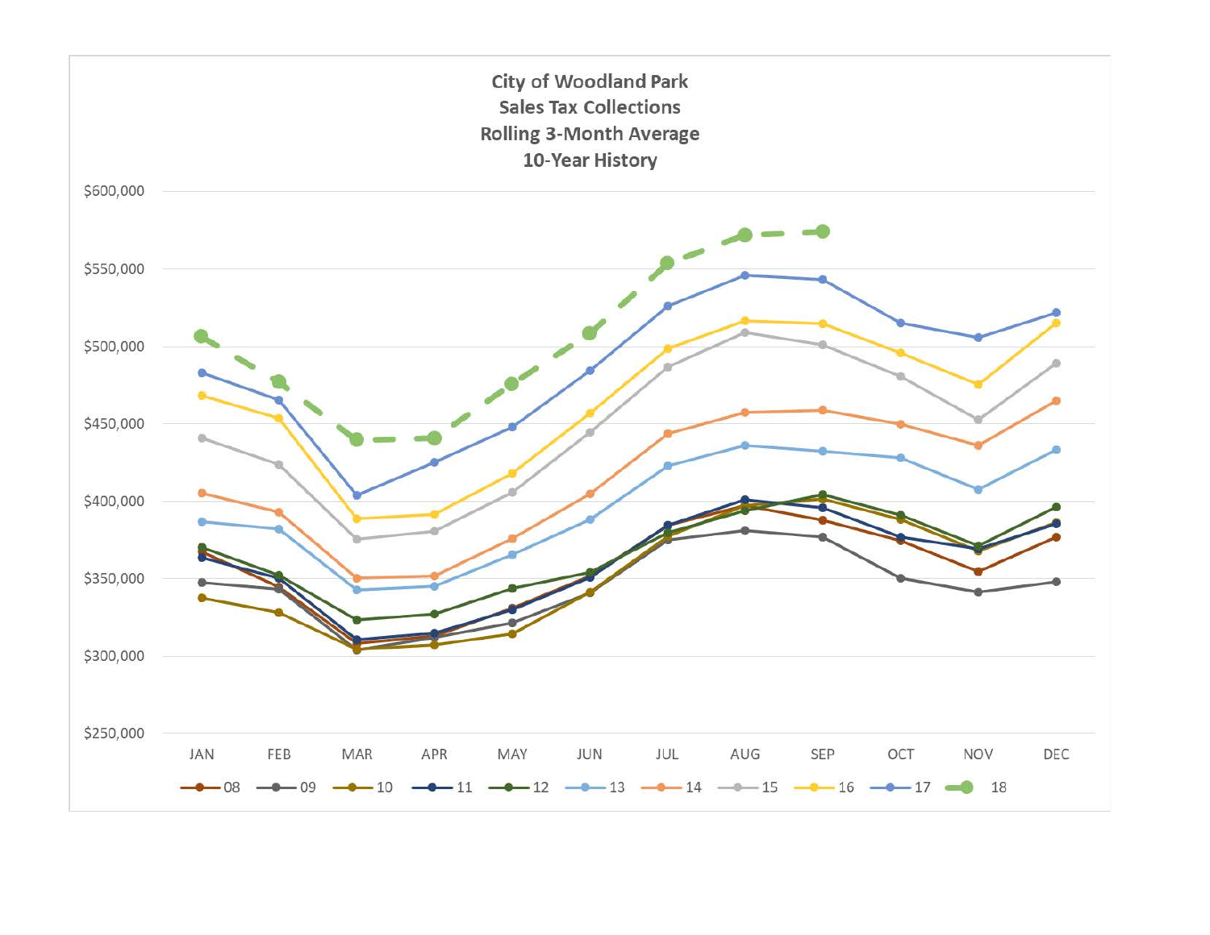**City of Woodland Park**
**Sales Tax Collections**
**Rolling 3-Month Average**
**10-Year History**

$600,000
$550,000
$500,000
$450,000
$400,000
$350,000
$300,000
$250,000

JAN FEB MAR APR MAY JUN JUL AUG SEP OCT NOV DEC

08 09 10 11 12 13 14 15 16 17 18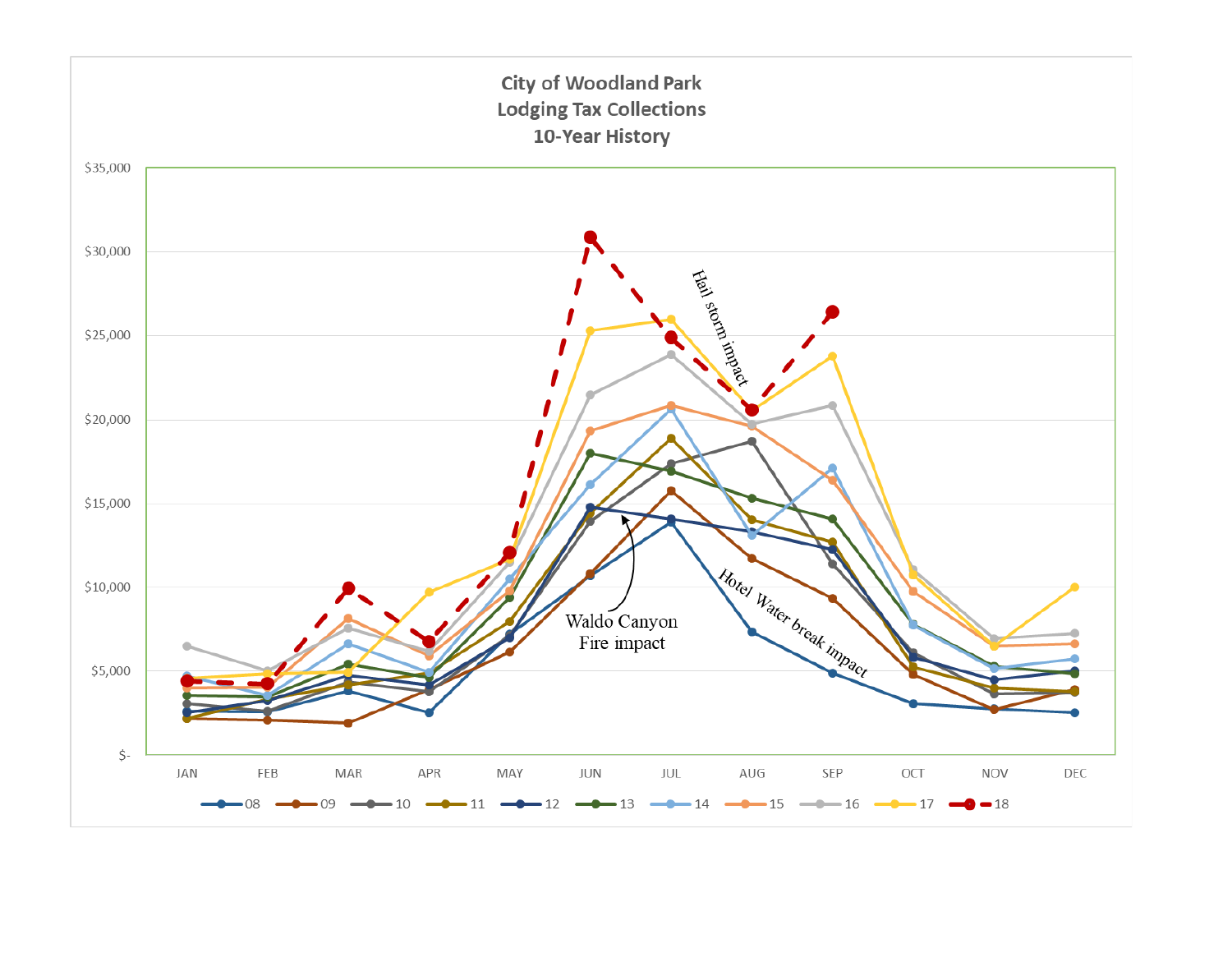City of Woodland Park
Lodging Tax Collections
10-Year History

$35,000
$30,000
$25,000
$20,000
$15,000
$10,000
$5,000
$-

JAN FEB MAR APR MAY JUN JUL AUG SEP OCT NOV DEC

Hail storm impact

Waldo Canyon Fire impact

Hotel Water break impact

08 09 10 11 12 13 14 15 16 17 18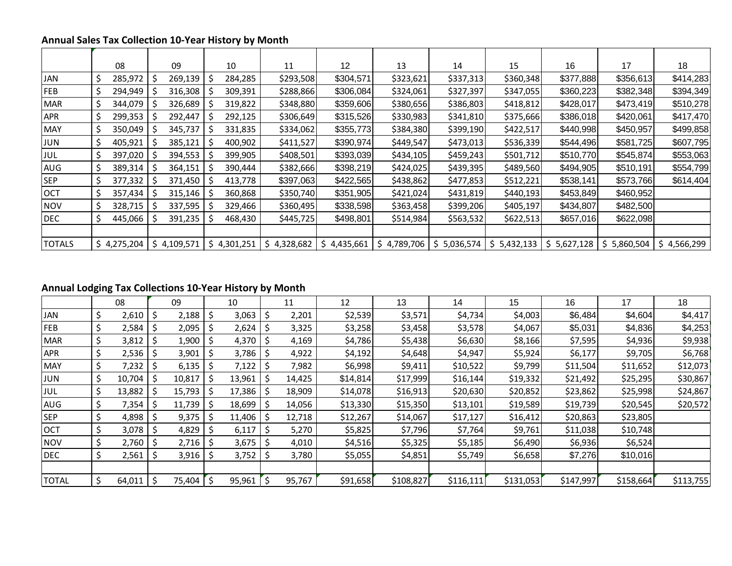**Annual Sales Tax Collection 10-Year History by Month**

| | 08 | 09 | 10 | 11 | 12 | 13 | 14 | 15 | 16 | 17 | 18 |
|---|---|---|---|---|---|---|---|---|---|---|---|
| JAN | $ 285,972 | $ 269,139 | $ 284,285 | $293,508 | $304,571 | $323,621 | $337,313 | $360,348 | $377,888 | $356,613 | $414,283 |
| FEB | $ 294,949 | $ 316,308 | $ 309,391 | $288,866 | $306,084 | $324,061 | $327,397 | $347,055 | $360,223 | $382,348 | $394,349 |
| MAR | $ 344,079 | $ 326,689 | $ 319,822 | $348,880 | $359,606 | $380,656 | $386,803 | $418,812 | $428,017 | $473,419 | $510,278 |
| APR | $ 299,353 | $ 292,447 | $ 292,125 | $306,649 | $315,526 | $330,983 | $341,810 | $375,666 | $386,018 | $420,061 | $417,470 |
| MAY | $ 350,049 | $ 345,737 | $ 331,835 | $334,062 | $355,773 | $384,380 | $399,190 | $422,517 | $440,998 | $450,957 | $499,858 |
| JUN | $ 405,921 | $ 385,121 | $ 400,902 | $411,527 | $390,974 | $449,547 | $473,013 | $536,339 | $544,496 | $581,725 | $607,795 |
| JUL | $ 397,020 | $ 394,553 | $ 399,905 | $408,501 | $393,039 | $434,105 | $459,243 | $501,712 | $510,770 | $545,874 | $553,063 |
| AUG | $ 389,314 | $ 364,151 | $ 390,444 | $382,666 | $398,219 | $424,025 | $439,395 | $489,560 | $494,905 | $510,191 | $554,799 |
| SEP | $ 377,332 | $ 371,450 | $ 413,778 | $397,063 | $422,565 | $438,862 | $477,853 | $512,221 | $538,141 | $573,766 | $614,404 |
| OCT | $ 357,434 | $ 315,146 | $ 360,868 | $350,740 | $351,905 | $421,024 | $431,819 | $440,193 | $453,849 | $460,952 | |
| NOV | $ 328,715 | $ 337,595 | $ 329,466 | $360,495 | $338,598 | $363,458 | $399,206 | $405,197 | $434,807 | $482,500 | |
| DEC | $ 445,066 | $ 391,235 | $ 468,430 | $445,725 | $498,801 | $514,984 | $563,532 | $622,513 | $657,016 | $622,098 | |
| | | | | | | | | | | | |
| TOTALS | $ 4,275,204 | $ 4,109,571 | $ 4,301,251 | $ 4,328,682 | $ 4,435,661 | $ 4,789,706 | $ 5,036,574 | $ 5,432,133 | $ 5,627,128 | $ 5,860,504 | $ 4,566,299 |

**Annual Lodging Tax Collections 10-Year History by Month**

| | 08 | 09 | 10 | 11 | 12 | 13 | 14 | 15 | 16 | 17 | 18 |
|---|---|---|---|---|---|---|---|---|---|---|---|
| JAN | $ 2,610 | $ 2,188 | $ 3,063 | $ 2,201 | $2,539 | $3,571 | $4,734 | $4,003 | $6,484 | $4,604 | $4,417 |
| FEB | $ 2,584 | $ 2,095 | $ 2,624 | $ 3,325 | $3,258 | $3,458 | $3,578 | $4,067 | $5,031 | $4,836 | $4,253 |
| MAR | $ 3,812 | $ 1,900 | $ 4,370 | $ 4,169 | $4,786 | $5,438 | $6,630 | $8,166 | $7,595 | $4,936 | $9,938 |
| APR | $ 2,536 | $ 3,901 | $ 3,786 | $ 4,922 | $4,192 | $4,648 | $4,947 | $5,924 | $6,177 | $9,705 | $6,768 |
| MAY | $ 7,232 | $ 6,135 | $ 7,122 | $ 7,982 | $6,998 | $9,411 | $10,522 | $9,799 | $11,504 | $11,652 | $12,073 |
| JUN | $ 10,704 | $ 10,817 | $ 13,961 | $ 14,425 | $14,814 | $17,999 | $16,144 | $19,332 | $21,492 | $25,295 | $30,867 |
| JUL | $ 13,882 | $ 15,793 | $ 17,386 | $ 18,909 | $14,078 | $16,913 | $20,630 | $20,852 | $23,862 | $25,998 | $24,867 |
| AUG | $ 7,354 | $ 11,739 | $ 18,699 | $ 14,056 | $13,330 | $15,350 | $13,101 | $19,589 | $19,739 | $20,545 | $20,572 |
| SEP | $ 4,898 | $ 9,375 | $ 11,406 | $ 12,718 | $12,267 | $14,067 | $17,127 | $16,412 | $20,863 | $23,805 | |
| OCT | $ 3,078 | $ 4,829 | $ 6,117 | $ 5,270 | $5,825 | $7,796 | $7,764 | $9,761 | $11,038 | $10,748 | |
| NOV | $ 2,760 | $ 2,716 | $ 3,675 | $ 4,010 | $4,516 | $5,325 | $5,185 | $6,490 | $6,936 | $6,524 | |
| DEC | $ 2,561 | $ 3,916 | $ 3,752 | $ 3,780 | $5,055 | $4,851 | $5,749 | $6,658 | $7,276 | $10,016 | |
| | | | | | | | | | | | |
| TOTAL | $ 64,011 | $ 75,404 | $ 95,961 | $ 95,767 | $91,658 | $108,827 | $116,111 | $131,053 | $147,997 | $158,664 | $113,755 |